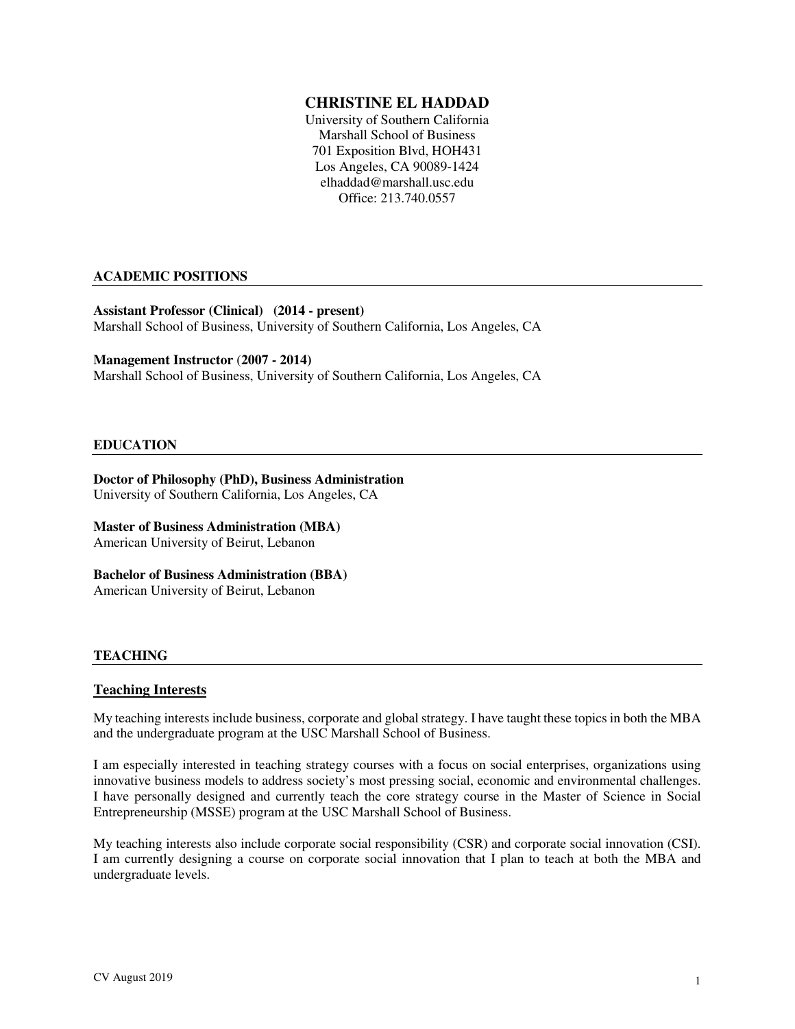# CHRISTINE EL HADDAD

University of Southern California
Marshall School of Business
701 Exposition Blvd, HOH431
Los Angeles, CA 90089-1424
elhaddad@marshall.usc.edu
Office: 213.740.0557

## ACADEMIC POSITIONS

**Assistant Professor (Clinical) (2014 - present)**
Marshall School of Business, University of Southern California, Los Angeles, CA

**Management Instructor (2007 - 2014)**
Marshall School of Business, University of Southern California, Los Angeles, CA

## EDUCATION

**Doctor of Philosophy (PhD), Business Administration**
University of Southern California, Los Angeles, CA

**Master of Business Administration (MBA)**
American University of Beirut, Lebanon

**Bachelor of Business Administration (BBA)**
American University of Beirut, Lebanon

## TEACHING

### Teaching Interests

My teaching interests include business, corporate and global strategy. I have taught these topics in both the MBA and the undergraduate program at the USC Marshall School of Business.

I am especially interested in teaching strategy courses with a focus on social enterprises, organizations using innovative business models to address society's most pressing social, economic and environmental challenges. I have personally designed and currently teach the core strategy course in the Master of Science in Social Entrepreneurship (MSSE) program at the USC Marshall School of Business.

My teaching interests also include corporate social responsibility (CSR) and corporate social innovation (CSI). I am currently designing a course on corporate social innovation that I plan to teach at both the MBA and undergraduate levels.

CV August 2019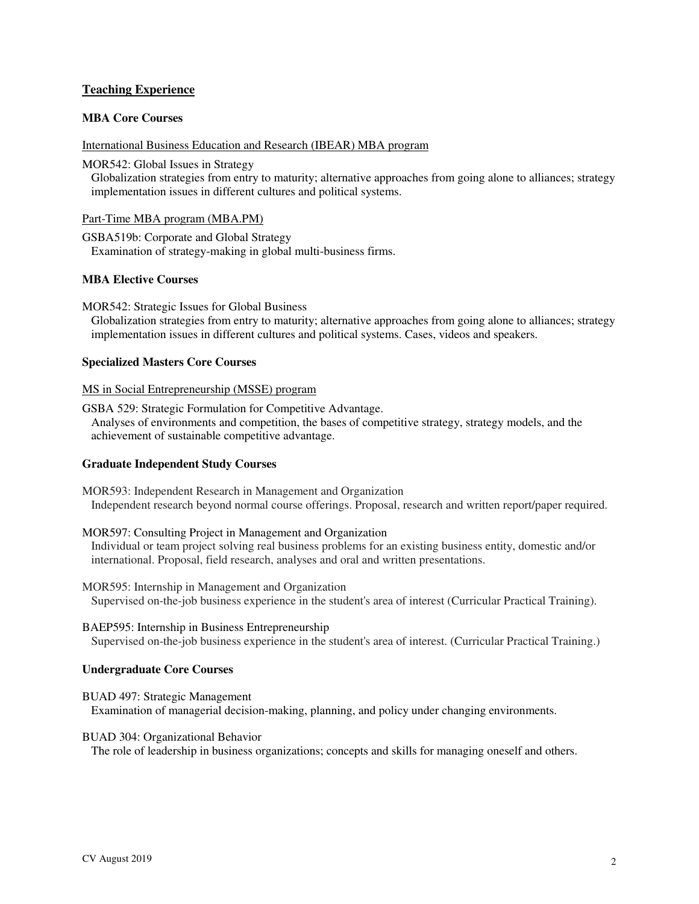## Teaching Experience

### MBA Core Courses

International Business Education and Research (IBEAR) MBA program

MOR542: Global Issues in Strategy
Globalization strategies from entry to maturity; alternative approaches from going alone to alliances; strategy implementation issues in different cultures and political systems.

Part-Time MBA program (MBA.PM)

GSBA519b: Corporate and Global Strategy
Examination of strategy-making in global multi-business firms.

### MBA Elective Courses

MOR542: Strategic Issues for Global Business
Globalization strategies from entry to maturity; alternative approaches from going alone to alliances; strategy implementation issues in different cultures and political systems. Cases, videos and speakers.

### Specialized Masters Core Courses

MS in Social Entrepreneurship (MSSE) program

GSBA 529: Strategic Formulation for Competitive Advantage.
Analyses of environments and competition, the bases of competitive strategy, strategy models, and the achievement of sustainable competitive advantage.

### Graduate Independent Study Courses

MOR593: Independent Research in Management and Organization
Independent research beyond normal course offerings. Proposal, research and written report/paper required.

MOR597: Consulting Project in Management and Organization
Individual or team project solving real business problems for an existing business entity, domestic and/or international. Proposal, field research, analyses and oral and written presentations.

MOR595: Internship in Management and Organization
Supervised on-the-job business experience in the student's area of interest (Curricular Practical Training).

BAEP595: Internship in Business Entrepreneurship
Supervised on-the-job business experience in the student's area of interest. (Curricular Practical Training.)

### Undergraduate Core Courses

BUAD 497: Strategic Management
Examination of managerial decision-making, planning, and policy under changing environments.

BUAD 304: Organizational Behavior
The role of leadership in business organizations; concepts and skills for managing oneself and others.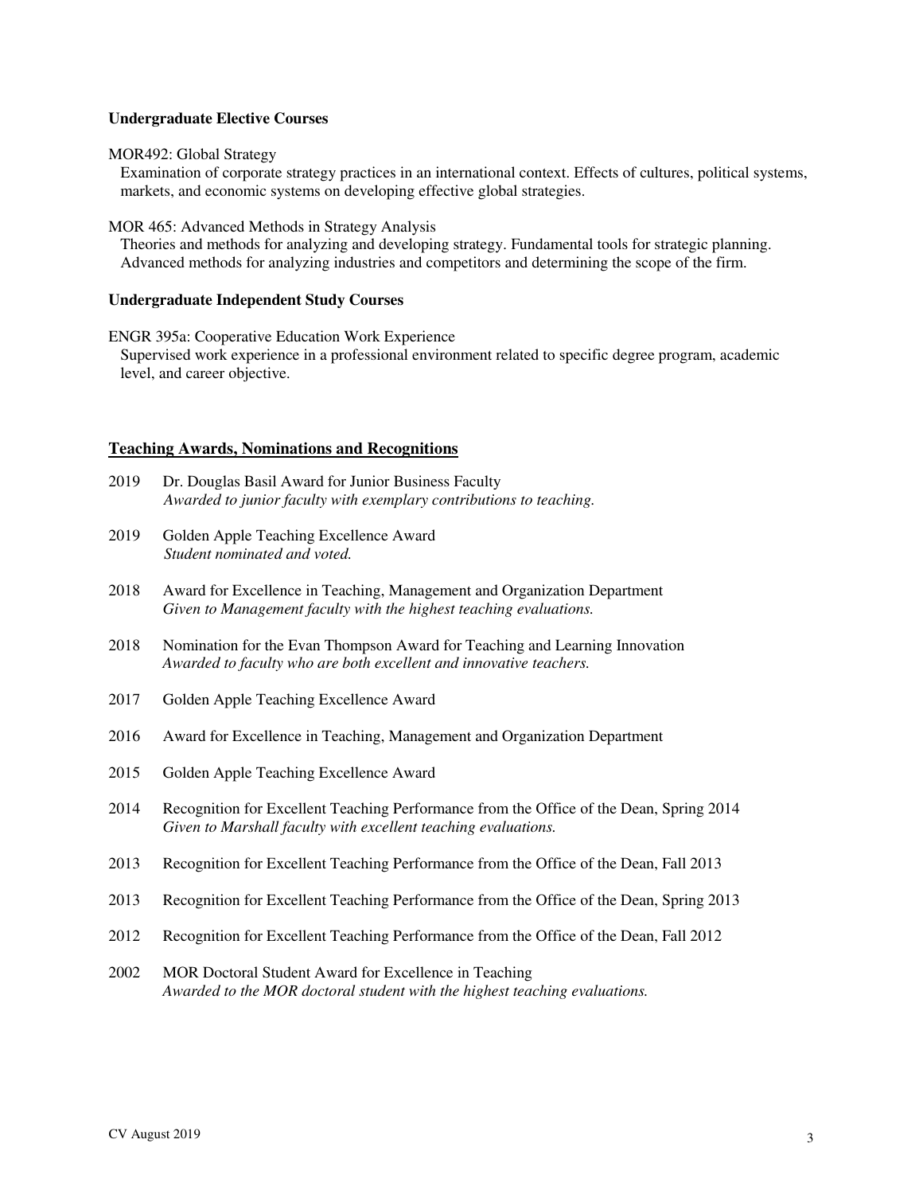**Undergraduate Elective Courses**

MOR492: Global Strategy
Examination of corporate strategy practices in an international context. Effects of cultures, political systems, markets, and economic systems on developing effective global strategies.

MOR 465: Advanced Methods in Strategy Analysis
Theories and methods for analyzing and developing strategy. Fundamental tools for strategic planning. Advanced methods for analyzing industries and competitors and determining the scope of the firm.

**Undergraduate Independent Study Courses**

ENGR 395a: Cooperative Education Work Experience
Supervised work experience in a professional environment related to specific degree program, academic level, and career objective.

## Teaching Awards, Nominations and Recognitions

2019 Dr. Douglas Basil Award for Junior Business Faculty
*Awarded to junior faculty with exemplary contributions to teaching.*

2019 Golden Apple Teaching Excellence Award
*Student nominated and voted.*

2018 Award for Excellence in Teaching, Management and Organization Department
*Given to Management faculty with the highest teaching evaluations.*

2018 Nomination for the Evan Thompson Award for Teaching and Learning Innovation
*Awarded to faculty who are both excellent and innovative teachers.*

2017 Golden Apple Teaching Excellence Award

2016 Award for Excellence in Teaching, Management and Organization Department

2015 Golden Apple Teaching Excellence Award

2014 Recognition for Excellent Teaching Performance from the Office of the Dean, Spring 2014
*Given to Marshall faculty with excellent teaching evaluations.*

2013 Recognition for Excellent Teaching Performance from the Office of the Dean, Fall 2013

2013 Recognition for Excellent Teaching Performance from the Office of the Dean, Spring 2013

2012 Recognition for Excellent Teaching Performance from the Office of the Dean, Fall 2012

2002 MOR Doctoral Student Award for Excellence in Teaching
*Awarded to the MOR doctoral student with the highest teaching evaluations.*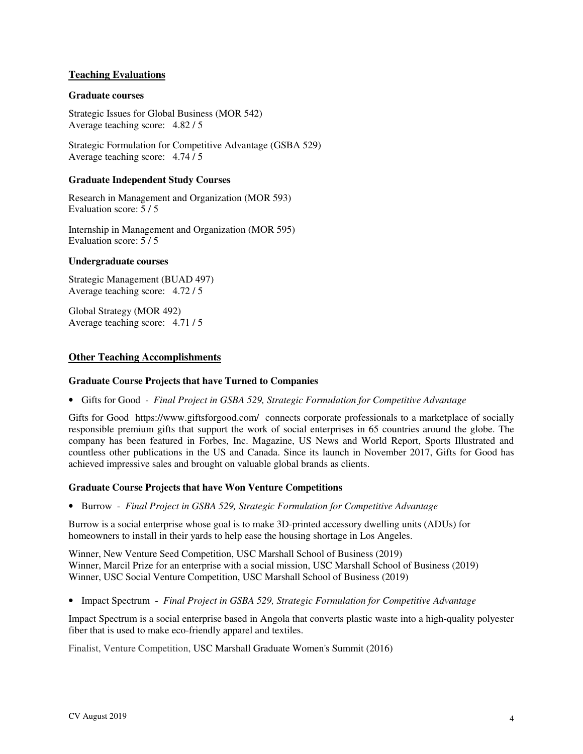## Teaching Evaluations

### Graduate courses

Strategic Issues for Global Business (MOR 542)
Average teaching score: 4.82 / 5

Strategic Formulation for Competitive Advantage (GSBA 529)
Average teaching score: 4.74 / 5

### Graduate Independent Study Courses

Research in Management and Organization (MOR 593)
Evaluation score: 5 / 5

Internship in Management and Organization (MOR 595)
Evaluation score: 5 / 5

### Undergraduate courses

Strategic Management (BUAD 497)
Average teaching score: 4.72 / 5

Global Strategy (MOR 492)
Average teaching score: 4.71 / 5

## Other Teaching Accomplishments

### Graduate Course Projects that have Turned to Companies

- Gifts for Good - *Final Project in GSBA 529, Strategic Formulation for Competitive Advantage*

Gifts for Good https://www.giftsforgood.com/ connects corporate professionals to a marketplace of socially responsible premium gifts that support the work of social enterprises in 65 countries around the globe. The company has been featured in Forbes, Inc. Magazine, US News and World Report, Sports Illustrated and countless other publications in the US and Canada. Since its launch in November 2017, Gifts for Good has achieved impressive sales and brought on valuable global brands as clients.

### Graduate Course Projects that have Won Venture Competitions

- Burrow - *Final Project in GSBA 529, Strategic Formulation for Competitive Advantage*

Burrow is a social enterprise whose goal is to make 3D-printed accessory dwelling units (ADUs) for homeowners to install in their yards to help ease the housing shortage in Los Angeles.

Winner, New Venture Seed Competition, USC Marshall School of Business (2019)
Winner, Marcil Prize for an enterprise with a social mission, USC Marshall School of Business (2019)
Winner, USC Social Venture Competition, USC Marshall School of Business (2019)

- Impact Spectrum - *Final Project in GSBA 529, Strategic Formulation for Competitive Advantage*

Impact Spectrum is a social enterprise based in Angola that converts plastic waste into a high-quality polyester fiber that is used to make eco-friendly apparel and textiles.

Finalist, Venture Competition, USC Marshall Graduate Women's Summit (2016)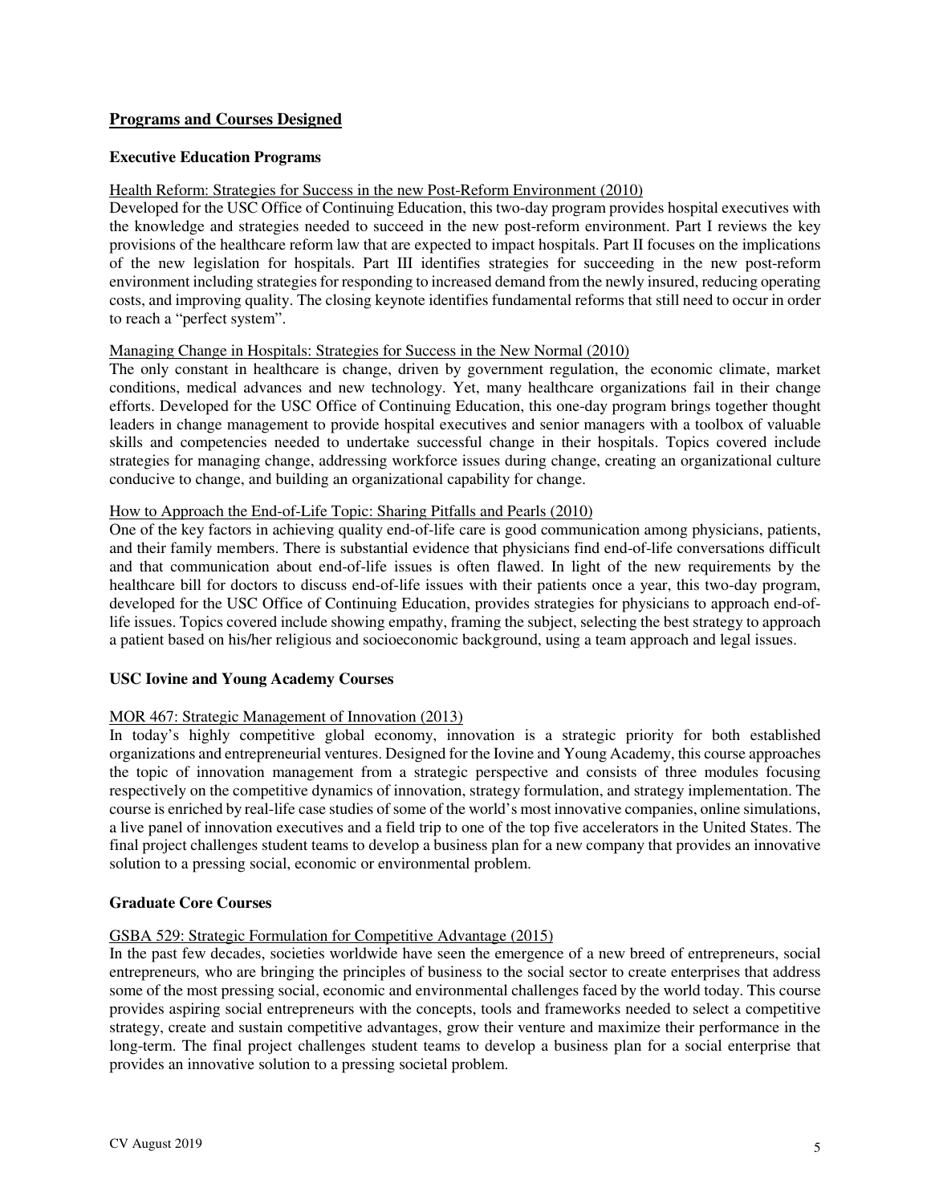## Programs and Courses Designed

### Executive Education Programs

Health Reform: Strategies for Success in the new Post-Reform Environment (2010)

Developed for the USC Office of Continuing Education, this two-day program provides hospital executives with the knowledge and strategies needed to succeed in the new post-reform environment. Part I reviews the key provisions of the healthcare reform law that are expected to impact hospitals. Part II focuses on the implications of the new legislation for hospitals. Part III identifies strategies for succeeding in the new post-reform environment including strategies for responding to increased demand from the newly insured, reducing operating costs, and improving quality. The closing keynote identifies fundamental reforms that still need to occur in order to reach a "perfect system".

Managing Change in Hospitals: Strategies for Success in the New Normal (2010)

The only constant in healthcare is change, driven by government regulation, the economic climate, market conditions, medical advances and new technology. Yet, many healthcare organizations fail in their change efforts. Developed for the USC Office of Continuing Education, this one-day program brings together thought leaders in change management to provide hospital executives and senior managers with a toolbox of valuable skills and competencies needed to undertake successful change in their hospitals. Topics covered include strategies for managing change, addressing workforce issues during change, creating an organizational culture conducive to change, and building an organizational capability for change.

How to Approach the End-of-Life Topic: Sharing Pitfalls and Pearls (2010)

One of the key factors in achieving quality end-of-life care is good communication among physicians, patients, and their family members. There is substantial evidence that physicians find end-of-life conversations difficult and that communication about end-of-life issues is often flawed. In light of the new requirements by the healthcare bill for doctors to discuss end-of-life issues with their patients once a year, this two-day program, developed for the USC Office of Continuing Education, provides strategies for physicians to approach end-of-life issues. Topics covered include showing empathy, framing the subject, selecting the best strategy to approach a patient based on his/her religious and socioeconomic background, using a team approach and legal issues.

### USC Iovine and Young Academy Courses

MOR 467: Strategic Management of Innovation (2013)

In today's highly competitive global economy, innovation is a strategic priority for both established organizations and entrepreneurial ventures. Designed for the Iovine and Young Academy, this course approaches the topic of innovation management from a strategic perspective and consists of three modules focusing respectively on the competitive dynamics of innovation, strategy formulation, and strategy implementation. The course is enriched by real-life case studies of some of the world's most innovative companies, online simulations, a live panel of innovation executives and a field trip to one of the top five accelerators in the United States. The final project challenges student teams to develop a business plan for a new company that provides an innovative solution to a pressing social, economic or environmental problem.

### Graduate Core Courses

GSBA 529: Strategic Formulation for Competitive Advantage (2015)

In the past few decades, societies worldwide have seen the emergence of a new breed of entrepreneurs, social entrepreneurs*,* who are bringing the principles of business to the social sector to create enterprises that address some of the most pressing social, economic and environmental challenges faced by the world today. This course provides aspiring social entrepreneurs with the concepts, tools and frameworks needed to select a competitive strategy, create and sustain competitive advantages, grow their venture and maximize their performance in the long-term. The final project challenges student teams to develop a business plan for a social enterprise that provides an innovative solution to a pressing societal problem.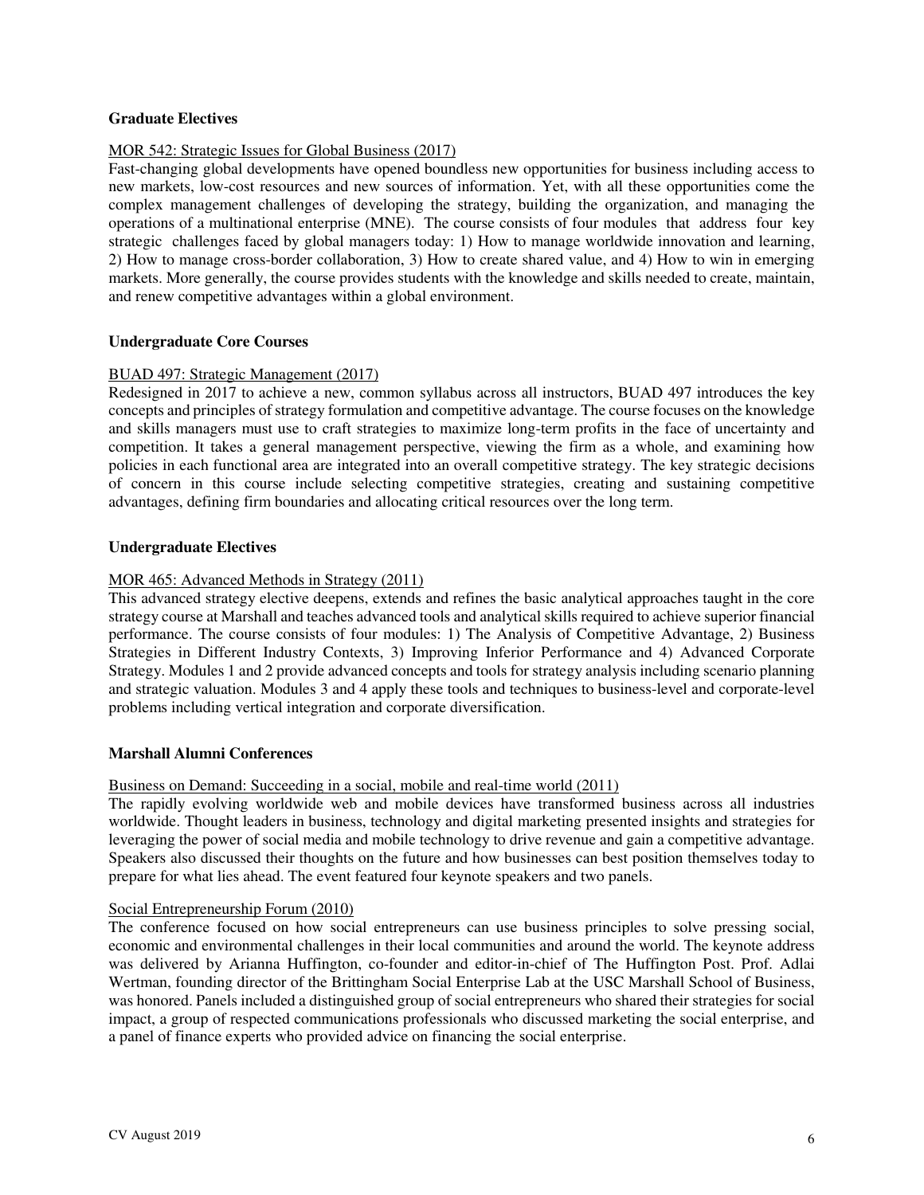**Graduate Electives**

MOR 542: Strategic Issues for Global Business (2017)

Fast-changing global developments have opened boundless new opportunities for business including access to new markets, low-cost resources and new sources of information. Yet, with all these opportunities come the complex management challenges of developing the strategy, building the organization, and managing the operations of a multinational enterprise (MNE). The course consists of four modules that address four key strategic challenges faced by global managers today: 1) How to manage worldwide innovation and learning, 2) How to manage cross-border collaboration, 3) How to create shared value, and 4) How to win in emerging markets. More generally, the course provides students with the knowledge and skills needed to create, maintain, and renew competitive advantages within a global environment.

**Undergraduate Core Courses**

BUAD 497: Strategic Management (2017)

Redesigned in 2017 to achieve a new, common syllabus across all instructors, BUAD 497 introduces the key concepts and principles of strategy formulation and competitive advantage. The course focuses on the knowledge and skills managers must use to craft strategies to maximize long-term profits in the face of uncertainty and competition. It takes a general management perspective, viewing the firm as a whole, and examining how policies in each functional area are integrated into an overall competitive strategy. The key strategic decisions of concern in this course include selecting competitive strategies, creating and sustaining competitive advantages, defining firm boundaries and allocating critical resources over the long term.

**Undergraduate Electives**

MOR 465: Advanced Methods in Strategy (2011)

This advanced strategy elective deepens, extends and refines the basic analytical approaches taught in the core strategy course at Marshall and teaches advanced tools and analytical skills required to achieve superior financial performance. The course consists of four modules: 1) The Analysis of Competitive Advantage, 2) Business Strategies in Different Industry Contexts, 3) Improving Inferior Performance and 4) Advanced Corporate Strategy. Modules 1 and 2 provide advanced concepts and tools for strategy analysis including scenario planning and strategic valuation. Modules 3 and 4 apply these tools and techniques to business-level and corporate-level problems including vertical integration and corporate diversification.

**Marshall Alumni Conferences**

Business on Demand: Succeeding in a social, mobile and real-time world (2011)

The rapidly evolving worldwide web and mobile devices have transformed business across all industries worldwide. Thought leaders in business, technology and digital marketing presented insights and strategies for leveraging the power of social media and mobile technology to drive revenue and gain a competitive advantage. Speakers also discussed their thoughts on the future and how businesses can best position themselves today to prepare for what lies ahead. The event featured four keynote speakers and two panels.

Social Entrepreneurship Forum (2010)

The conference focused on how social entrepreneurs can use business principles to solve pressing social, economic and environmental challenges in their local communities and around the world. The keynote address was delivered by Arianna Huffington, co-founder and editor-in-chief of The Huffington Post. Prof. Adlai Wertman, founding director of the Brittingham Social Enterprise Lab at the USC Marshall School of Business, was honored. Panels included a distinguished group of social entrepreneurs who shared their strategies for social impact, a group of respected communications professionals who discussed marketing the social enterprise, and a panel of finance experts who provided advice on financing the social enterprise.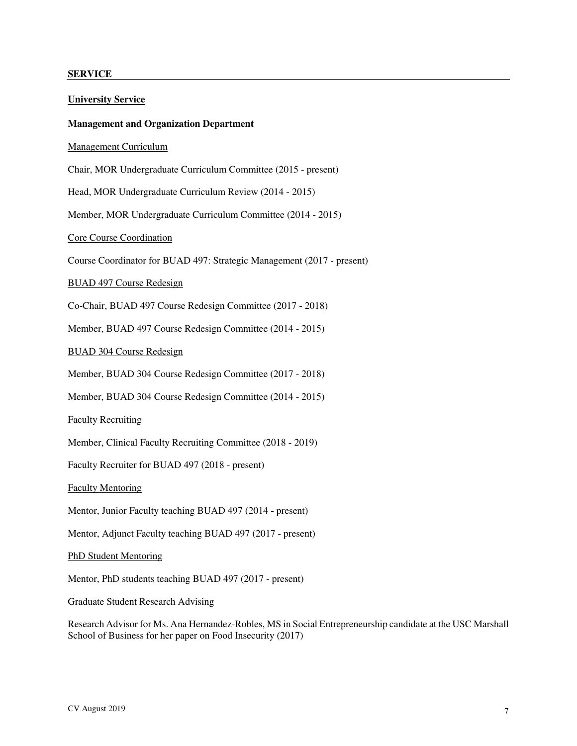## SERVICE

### University Service

**Management and Organization Department**

Management Curriculum

Chair, MOR Undergraduate Curriculum Committee (2015 - present)

Head, MOR Undergraduate Curriculum Review (2014 - 2015)

Member, MOR Undergraduate Curriculum Committee (2014 - 2015)

Core Course Coordination

Course Coordinator for BUAD 497: Strategic Management (2017 - present)

BUAD 497 Course Redesign

Co-Chair, BUAD 497 Course Redesign Committee (2017 - 2018)

Member, BUAD 497 Course Redesign Committee (2014 - 2015)

BUAD 304 Course Redesign

Member, BUAD 304 Course Redesign Committee (2017 - 2018)

Member, BUAD 304 Course Redesign Committee (2014 - 2015)

Faculty Recruiting

Member, Clinical Faculty Recruiting Committee (2018 - 2019)

Faculty Recruiter for BUAD 497 (2018 - present)

Faculty Mentoring

Mentor, Junior Faculty teaching BUAD 497 (2014 - present)

Mentor, Adjunct Faculty teaching BUAD 497 (2017 - present)

PhD Student Mentoring

Mentor, PhD students teaching BUAD 497 (2017 - present)

Graduate Student Research Advising

Research Advisor for Ms. Ana Hernandez-Robles, MS in Social Entrepreneurship candidate at the USC Marshall School of Business for her paper on Food Insecurity (2017)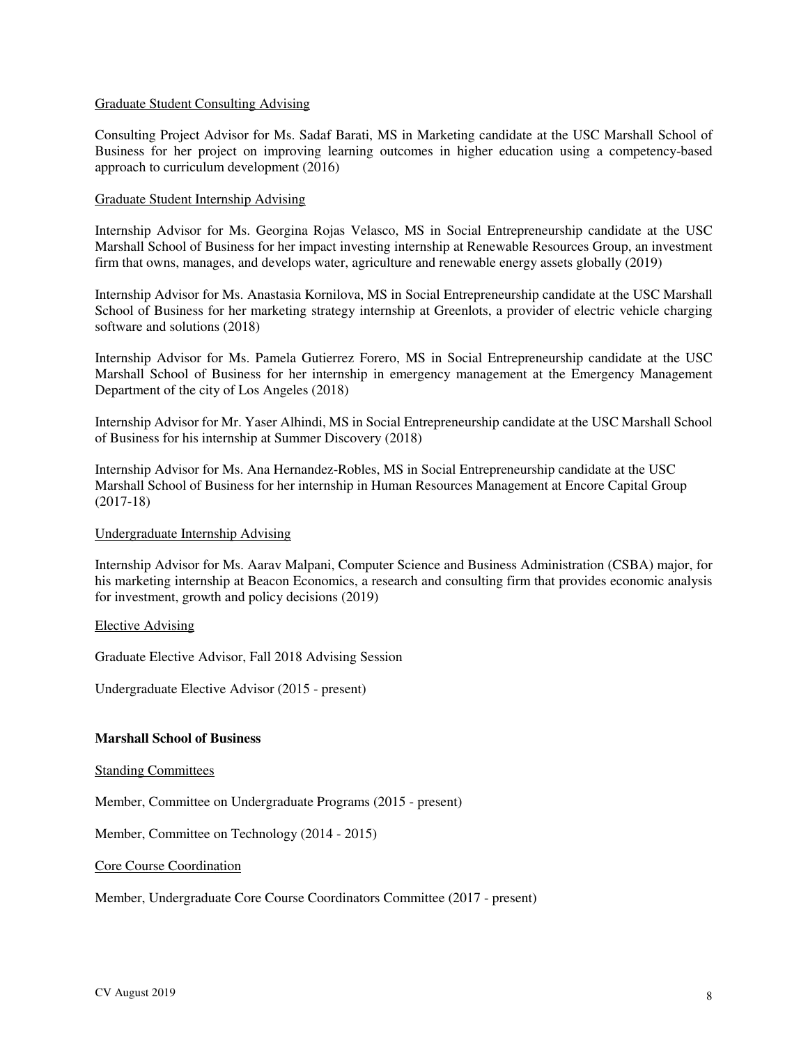Graduate Student Consulting Advising

Consulting Project Advisor for Ms. Sadaf Barati, MS in Marketing candidate at the USC Marshall School of Business for her project on improving learning outcomes in higher education using a competency-based approach to curriculum development (2016)

Graduate Student Internship Advising

Internship Advisor for Ms. Georgina Rojas Velasco, MS in Social Entrepreneurship candidate at the USC Marshall School of Business for her impact investing internship at Renewable Resources Group, an investment firm that owns, manages, and develops water, agriculture and renewable energy assets globally (2019)

Internship Advisor for Ms. Anastasia Kornilova, MS in Social Entrepreneurship candidate at the USC Marshall School of Business for her marketing strategy internship at Greenlots, a provider of electric vehicle charging software and solutions (2018)

Internship Advisor for Ms. Pamela Gutierrez Forero, MS in Social Entrepreneurship candidate at the USC Marshall School of Business for her internship in emergency management at the Emergency Management Department of the city of Los Angeles (2018)

Internship Advisor for Mr. Yaser Alhindi, MS in Social Entrepreneurship candidate at the USC Marshall School of Business for his internship at Summer Discovery (2018)

Internship Advisor for Ms. Ana Hernandez-Robles, MS in Social Entrepreneurship candidate at the USC Marshall School of Business for her internship in Human Resources Management at Encore Capital Group (2017-18)

Undergraduate Internship Advising

Internship Advisor for Ms. Aarav Malpani, Computer Science and Business Administration (CSBA) major, for his marketing internship at Beacon Economics, a research and consulting firm that provides economic analysis for investment, growth and policy decisions (2019)

Elective Advising

Graduate Elective Advisor, Fall 2018 Advising Session

Undergraduate Elective Advisor (2015 - present)

**Marshall School of Business**

Standing Committees

Member, Committee on Undergraduate Programs (2015 - present)

Member, Committee on Technology (2014 - 2015)

Core Course Coordination

Member, Undergraduate Core Course Coordinators Committee (2017 - present)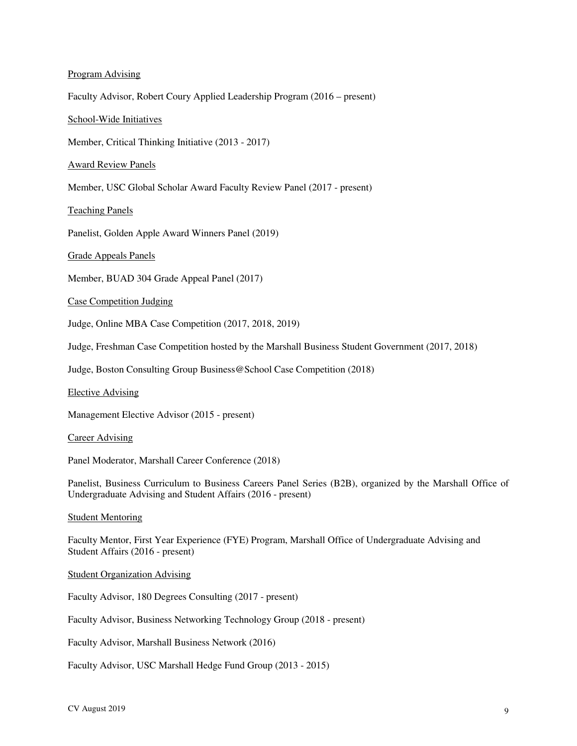Program Advising

Faculty Advisor, Robert Coury Applied Leadership Program (2016 – present)

School-Wide Initiatives

Member, Critical Thinking Initiative (2013 - 2017)

Award Review Panels

Member, USC Global Scholar Award Faculty Review Panel (2017 - present)

Teaching Panels

Panelist, Golden Apple Award Winners Panel (2019)

Grade Appeals Panels

Member, BUAD 304 Grade Appeal Panel (2017)

Case Competition Judging

Judge, Online MBA Case Competition (2017, 2018, 2019)

Judge, Freshman Case Competition hosted by the Marshall Business Student Government (2017, 2018)

Judge, Boston Consulting Group Business@School Case Competition (2018)

Elective Advising

Management Elective Advisor (2015 - present)

Career Advising

Panel Moderator, Marshall Career Conference (2018)

Panelist, Business Curriculum to Business Careers Panel Series (B2B), organized by the Marshall Office of Undergraduate Advising and Student Affairs (2016 - present)

Student Mentoring

Faculty Mentor, First Year Experience (FYE) Program, Marshall Office of Undergraduate Advising and Student Affairs (2016 - present)

Student Organization Advising

Faculty Advisor, 180 Degrees Consulting (2017 - present)

Faculty Advisor, Business Networking Technology Group (2018 - present)

Faculty Advisor, Marshall Business Network (2016)

Faculty Advisor, USC Marshall Hedge Fund Group (2013 - 2015)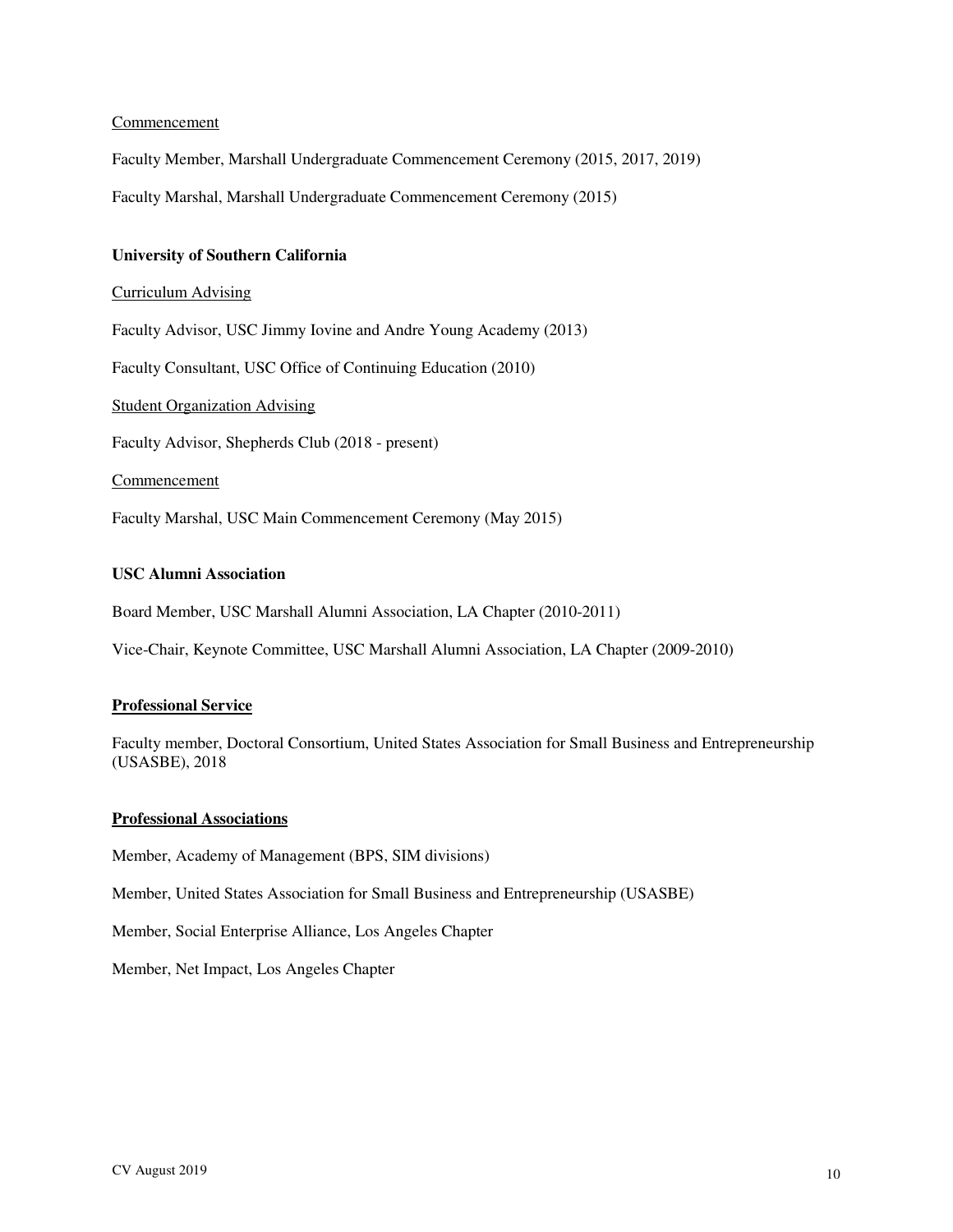Commencement

Faculty Member, Marshall Undergraduate Commencement Ceremony (2015, 2017, 2019)

Faculty Marshal, Marshall Undergraduate Commencement Ceremony (2015)

**University of Southern California**

Curriculum Advising

Faculty Advisor, USC Jimmy Iovine and Andre Young Academy (2013)

Faculty Consultant, USC Office of Continuing Education (2010)

Student Organization Advising

Faculty Advisor, Shepherds Club (2018 - present)

Commencement

Faculty Marshal, USC Main Commencement Ceremony (May 2015)

**USC Alumni Association**

Board Member, USC Marshall Alumni Association, LA Chapter (2010-2011)

Vice-Chair, Keynote Committee, USC Marshall Alumni Association, LA Chapter (2009-2010)

## Professional Service

Faculty member, Doctoral Consortium, United States Association for Small Business and Entrepreneurship (USASBE), 2018

## Professional Associations

Member, Academy of Management (BPS, SIM divisions)

Member, United States Association for Small Business and Entrepreneurship (USASBE)

Member, Social Enterprise Alliance, Los Angeles Chapter

Member, Net Impact, Los Angeles Chapter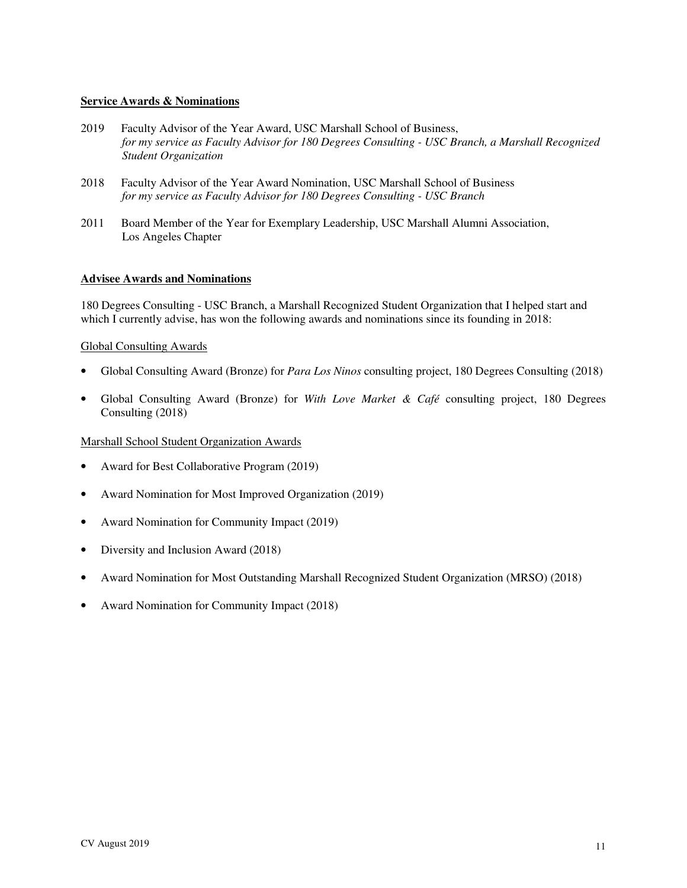**Service Awards & Nominations**

2019 Faculty Advisor of the Year Award, USC Marshall School of Business,
*for my service as Faculty Advisor for 180 Degrees Consulting - USC Branch, a Marshall Recognized Student Organization*

2018 Faculty Advisor of the Year Award Nomination, USC Marshall School of Business
*for my service as Faculty Advisor for 180 Degrees Consulting - USC Branch*

2011 Board Member of the Year for Exemplary Leadership, USC Marshall Alumni Association, Los Angeles Chapter

**Advisee Awards and Nominations**

180 Degrees Consulting - USC Branch, a Marshall Recognized Student Organization that I helped start and which I currently advise, has won the following awards and nominations since its founding in 2018:

Global Consulting Awards

- Global Consulting Award (Bronze) for *Para Los Ninos* consulting project, 180 Degrees Consulting (2018)
- Global Consulting Award (Bronze) for *With Love Market & Café* consulting project, 180 Degrees Consulting (2018)

Marshall School Student Organization Awards

- Award for Best Collaborative Program (2019)
- Award Nomination for Most Improved Organization (2019)
- Award Nomination for Community Impact (2019)
- Diversity and Inclusion Award (2018)
- Award Nomination for Most Outstanding Marshall Recognized Student Organization (MRSO) (2018)
- Award Nomination for Community Impact (2018)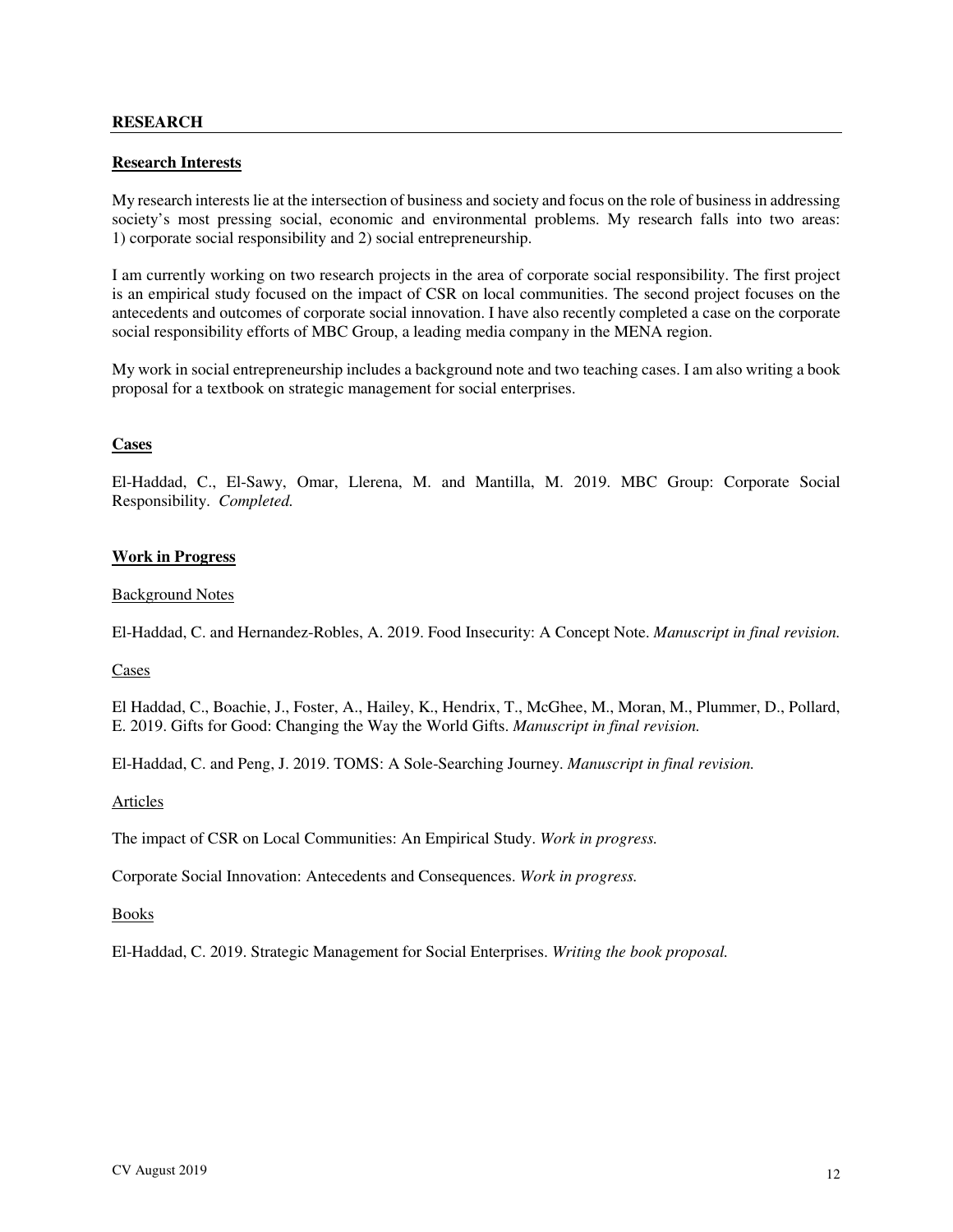## RESEARCH

### Research Interests

My research interests lie at the intersection of business and society and focus on the role of business in addressing society's most pressing social, economic and environmental problems. My research falls into two areas: 1) corporate social responsibility and 2) social entrepreneurship.

I am currently working on two research projects in the area of corporate social responsibility. The first project is an empirical study focused on the impact of CSR on local communities. The second project focuses on the antecedents and outcomes of corporate social innovation. I have also recently completed a case on the corporate social responsibility efforts of MBC Group, a leading media company in the MENA region.

My work in social entrepreneurship includes a background note and two teaching cases. I am also writing a book proposal for a textbook on strategic management for social enterprises.

### Cases

El-Haddad, C., El-Sawy, Omar, Llerena, M. and Mantilla, M. 2019. MBC Group: Corporate Social Responsibility. *Completed.*

### Work in Progress

Background Notes

El-Haddad, C. and Hernandez-Robles, A. 2019. Food Insecurity: A Concept Note. *Manuscript in final revision.*

Cases

El Haddad, C., Boachie, J., Foster, A., Hailey, K., Hendrix, T., McGhee, M., Moran, M., Plummer, D., Pollard, E. 2019. Gifts for Good: Changing the Way the World Gifts. *Manuscript in final revision.*

El-Haddad, C. and Peng, J. 2019. TOMS: A Sole-Searching Journey. *Manuscript in final revision.*

Articles

The impact of CSR on Local Communities: An Empirical Study. *Work in progress.*

Corporate Social Innovation: Antecedents and Consequences. *Work in progress.*

Books

El-Haddad, C. 2019. Strategic Management for Social Enterprises. *Writing the book proposal.*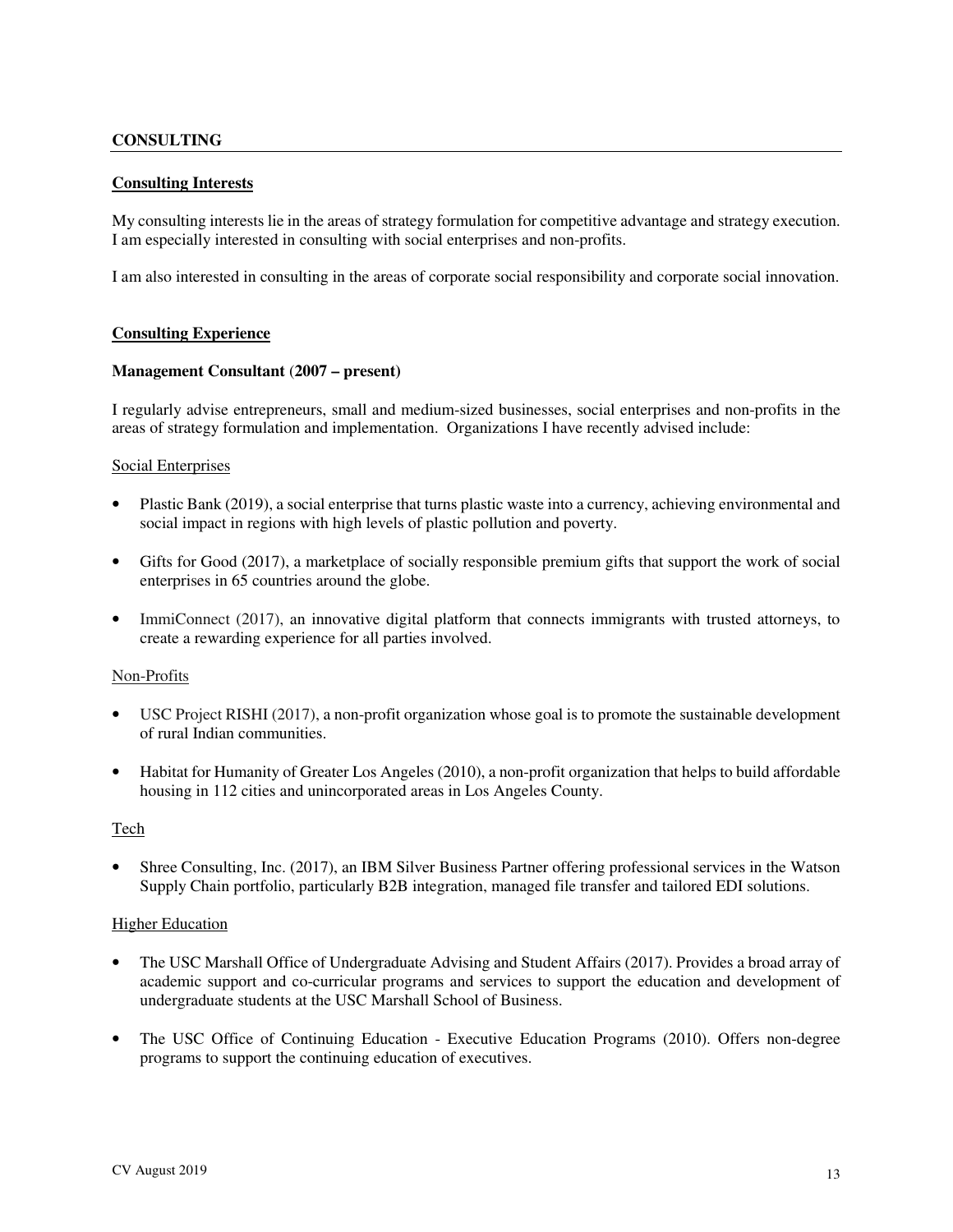## CONSULTING

### Consulting Interests

My consulting interests lie in the areas of strategy formulation for competitive advantage and strategy execution. I am especially interested in consulting with social enterprises and non-profits.

I am also interested in consulting in the areas of corporate social responsibility and corporate social innovation.

### Consulting Experience

**Management Consultant (2007 – present)**

I regularly advise entrepreneurs, small and medium-sized businesses, social enterprises and non-profits in the areas of strategy formulation and implementation. Organizations I have recently advised include:

Social Enterprises

- Plastic Bank (2019), a social enterprise that turns plastic waste into a currency, achieving environmental and social impact in regions with high levels of plastic pollution and poverty.
- Gifts for Good (2017), a marketplace of socially responsible premium gifts that support the work of social enterprises in 65 countries around the globe.
- ImmiConnect (2017), an innovative digital platform that connects immigrants with trusted attorneys, to create a rewarding experience for all parties involved.

Non-Profits

- USC Project RISHI (2017), a non-profit organization whose goal is to promote the sustainable development of rural Indian communities.
- Habitat for Humanity of Greater Los Angeles (2010), a non-profit organization that helps to build affordable housing in 112 cities and unincorporated areas in Los Angeles County.

Tech

- Shree Consulting, Inc. (2017), an IBM Silver Business Partner offering professional services in the Watson Supply Chain portfolio, particularly B2B integration, managed file transfer and tailored EDI solutions.

Higher Education

- The USC Marshall Office of Undergraduate Advising and Student Affairs (2017). Provides a broad array of academic support and co-curricular programs and services to support the education and development of undergraduate students at the USC Marshall School of Business.
- The USC Office of Continuing Education - Executive Education Programs (2010). Offers non-degree programs to support the continuing education of executives.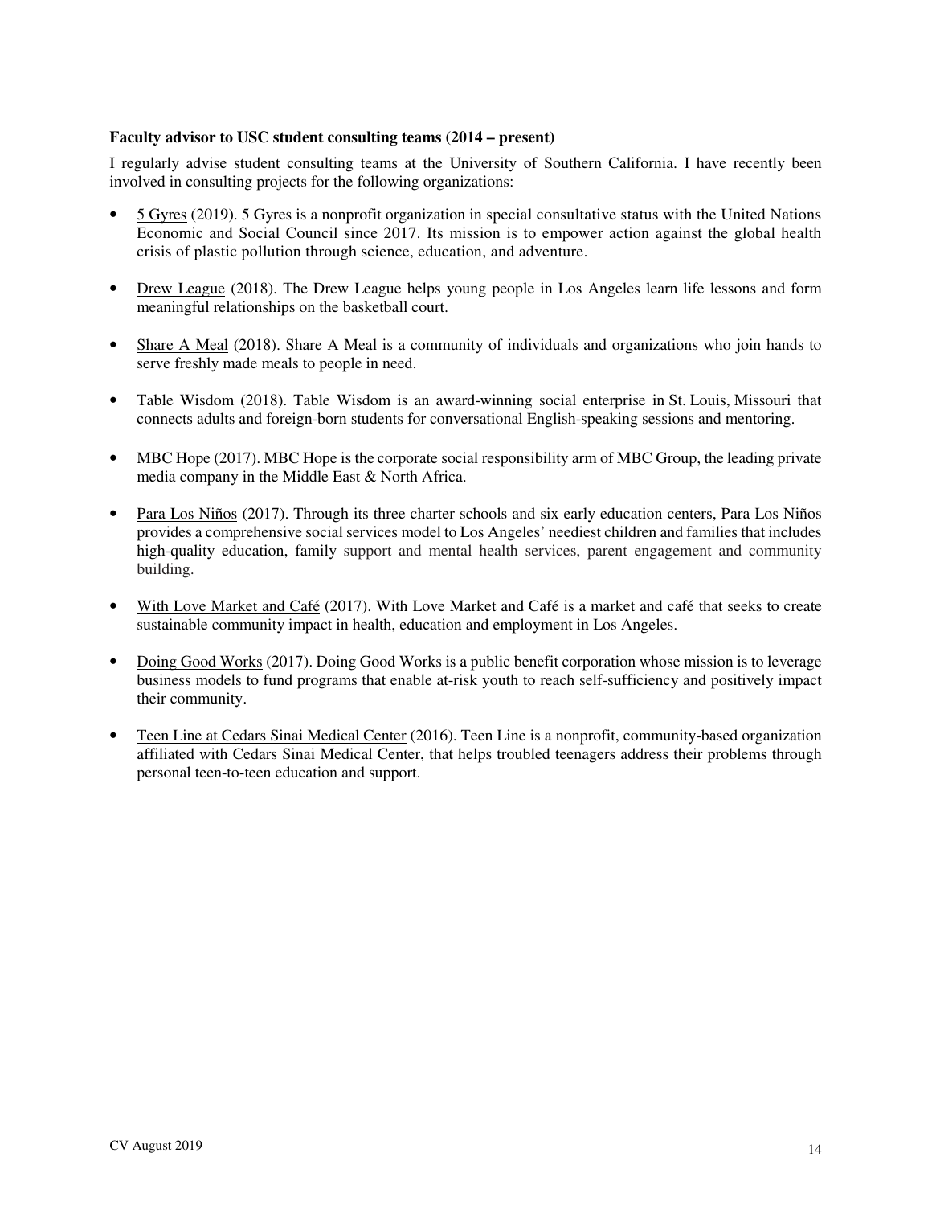**Faculty advisor to USC student consulting teams (2014 – present)**

I regularly advise student consulting teams at the University of Southern California. I have recently been involved in consulting projects for the following organizations:

- 5 Gyres (2019). 5 Gyres is a nonprofit organization in special consultative status with the United Nations Economic and Social Council since 2017. Its mission is to empower action against the global health crisis of plastic pollution through science, education, and adventure.

- Drew League (2018). The Drew League helps young people in Los Angeles learn life lessons and form meaningful relationships on the basketball court.

- Share A Meal (2018). Share A Meal is a community of individuals and organizations who join hands to serve freshly made meals to people in need.

- Table Wisdom (2018). Table Wisdom is an award-winning social enterprise in St. Louis, Missouri that connects adults and foreign-born students for conversational English-speaking sessions and mentoring.

- MBC Hope (2017). MBC Hope is the corporate social responsibility arm of MBC Group, the leading private media company in the Middle East & North Africa.

- Para Los Niños (2017). Through its three charter schools and six early education centers, Para Los Niños provides a comprehensive social services model to Los Angeles' neediest children and families that includes high-quality education, family support and mental health services, parent engagement and community building.

- With Love Market and Café (2017). With Love Market and Café is a market and café that seeks to create sustainable community impact in health, education and employment in Los Angeles.

- Doing Good Works (2017). Doing Good Works is a public benefit corporation whose mission is to leverage business models to fund programs that enable at-risk youth to reach self-sufficiency and positively impact their community.

- Teen Line at Cedars Sinai Medical Center (2016). Teen Line is a nonprofit, community-based organization affiliated with Cedars Sinai Medical Center, that helps troubled teenagers address their problems through personal teen-to-teen education and support.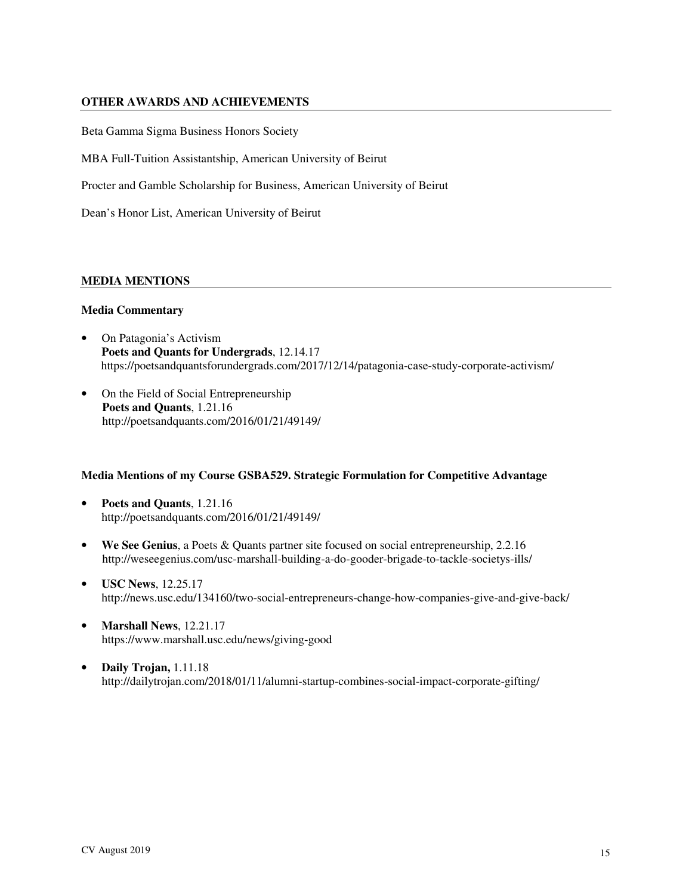## OTHER AWARDS AND ACHIEVEMENTS

Beta Gamma Sigma Business Honors Society

MBA Full-Tuition Assistantship, American University of Beirut

Procter and Gamble Scholarship for Business, American University of Beirut

Dean's Honor List, American University of Beirut

## MEDIA MENTIONS

### Media Commentary

- On Patagonia's Activism
  **Poets and Quants for Undergrads**, 12.14.17
  https://poetsandquantsforundergrads.com/2017/12/14/patagonia-case-study-corporate-activism/
- On the Field of Social Entrepreneurship
  **Poets and Quants**, 1.21.16
  http://poetsandquants.com/2016/01/21/49149/

### Media Mentions of my Course GSBA529. Strategic Formulation for Competitive Advantage

- **Poets and Quants**, 1.21.16
  http://poetsandquants.com/2016/01/21/49149/
- **We See Genius**, a Poets & Quants partner site focused on social entrepreneurship, 2.2.16
  http://weseegenius.com/usc-marshall-building-a-do-gooder-brigade-to-tackle-societys-ills/
- **USC News**, 12.25.17
  http://news.usc.edu/134160/two-social-entrepreneurs-change-how-companies-give-and-give-back/
- **Marshall News**, 12.21.17
  https://www.marshall.usc.edu/news/giving-good
- **Daily Trojan,** 1.11.18
  http://dailytrojan.com/2018/01/11/alumni-startup-combines-social-impact-corporate-gifting/